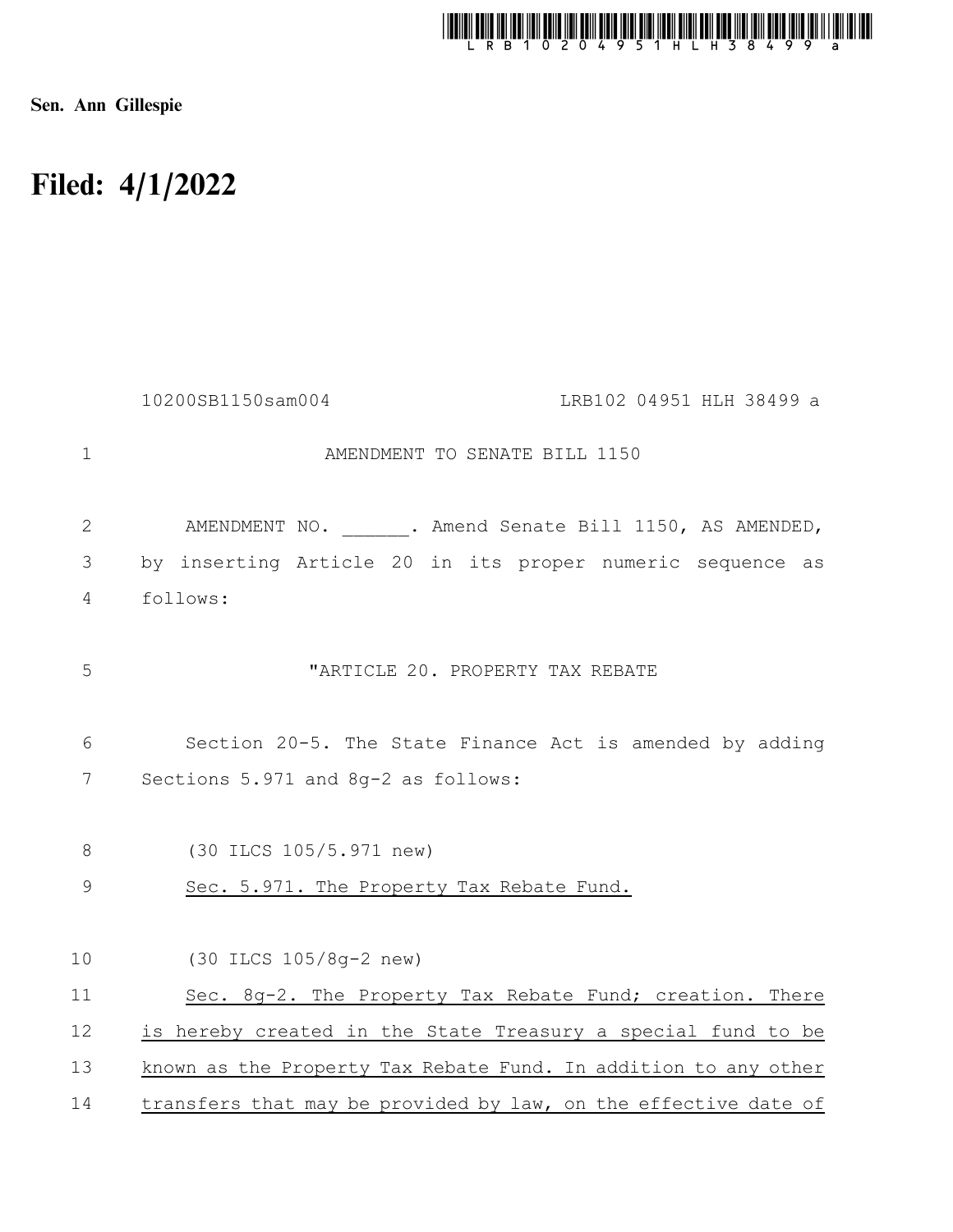Sen. Ann Gillespie

# Filed: 4/1/2022

10200SB1150sam004 LRB102 04951 HLH 38499 a

AMENDMENT TO SENATE BILL 1150

AMENDMENT NO. ______. Amend Senate Bill 1150, AS AMENDED, by inserting Article 20 in its proper numeric sequence as follows:

"ARTICLE 20. PROPERTY TAX REBATE

Section 20-5. The State Finance Act is amended by adding Sections 5.971 and 8g-2 as follows:

(30 ILCS 105/5.971 new)

Sec. 5.971. The Property Tax Rebate Fund.

(30 ILCS 105/8g-2 new)

Sec. 8g-2. The Property Tax Rebate Fund; creation. There is hereby created in the State Treasury a special fund to be known as the Property Tax Rebate Fund. In addition to any other transfers that may be provided by law, on the effective date of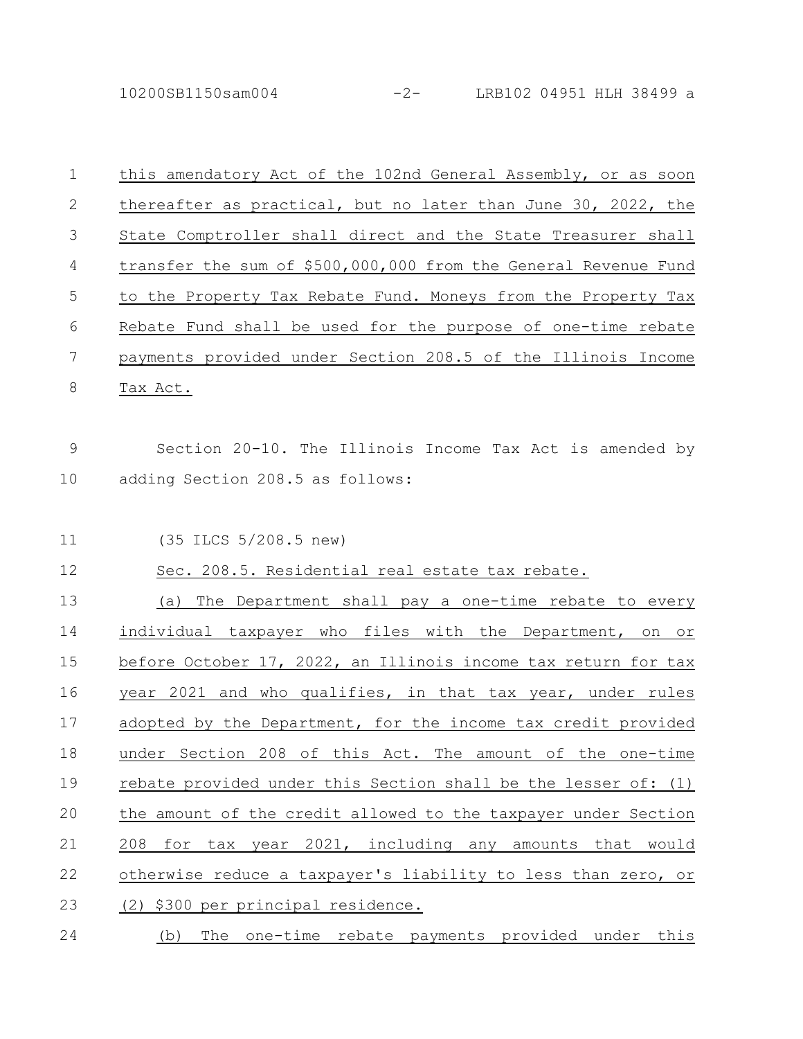this amendatory Act of the 102nd General Assembly, or as soon thereafter as practical, but no later than June 30, 2022, the State Comptroller shall direct and the State Treasurer shall transfer the sum of $500,000,000 from the General Revenue Fund to the Property Tax Rebate Fund. Moneys from the Property Tax Rebate Fund shall be used for the purpose of one-time rebate payments provided under Section 208.5 of the Illinois Income Tax Act.

Section 20-10. The Illinois Income Tax Act is amended by adding Section 208.5 as follows:

(35 ILCS 5/208.5 new)

Sec. 208.5. Residential real estate tax rebate.

(a) The Department shall pay a one-time rebate to every individual taxpayer who files with the Department, on or before October 17, 2022, an Illinois income tax return for tax year 2021 and who qualifies, in that tax year, under rules adopted by the Department, for the income tax credit provided under Section 208 of this Act. The amount of the one-time rebate provided under this Section shall be the lesser of: (1) the amount of the credit allowed to the taxpayer under Section 208 for tax year 2021, including any amounts that would otherwise reduce a taxpayer's liability to less than zero, or (2) $300 per principal residence.

(b) The one-time rebate payments provided under this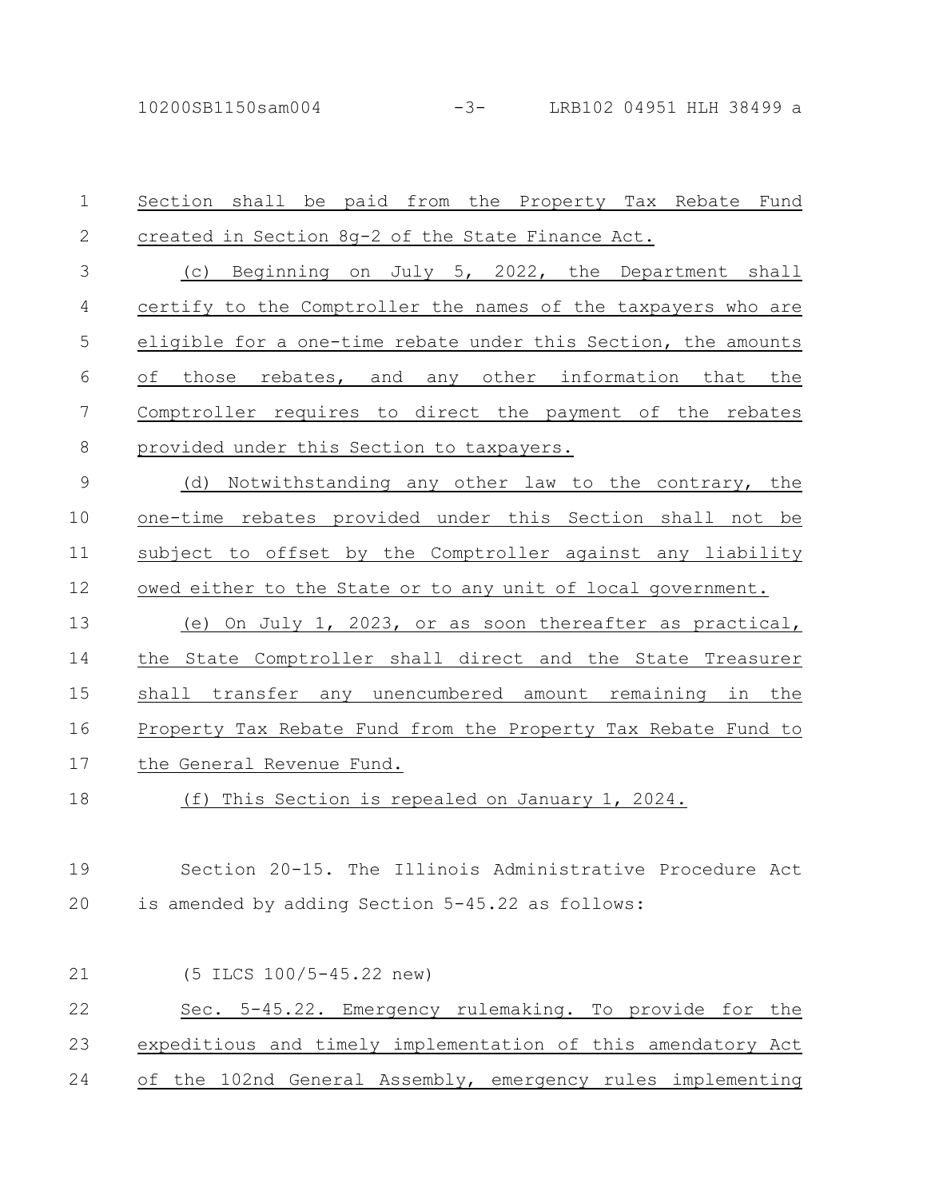Section shall be paid from the Property Tax Rebate Fund created in Section 8g-2 of the State Finance Act.

(c) Beginning on July 5, 2022, the Department shall certify to the Comptroller the names of the taxpayers who are eligible for a one-time rebate under this Section, the amounts of those rebates, and any other information that the Comptroller requires to direct the payment of the rebates provided under this Section to taxpayers.

(d) Notwithstanding any other law to the contrary, the one-time rebates provided under this Section shall not be subject to offset by the Comptroller against any liability owed either to the State or to any unit of local government.

(e) On July 1, 2023, or as soon thereafter as practical, the State Comptroller shall direct and the State Treasurer shall transfer any unencumbered amount remaining in the Property Tax Rebate Fund from the Property Tax Rebate Fund to the General Revenue Fund.

(f) This Section is repealed on January 1, 2024.

Section 20-15. The Illinois Administrative Procedure Act is amended by adding Section 5-45.22 as follows:

(5 ILCS 100/5-45.22 new)

Sec. 5-45.22. Emergency rulemaking. To provide for the expeditious and timely implementation of this amendatory Act of the 102nd General Assembly, emergency rules implementing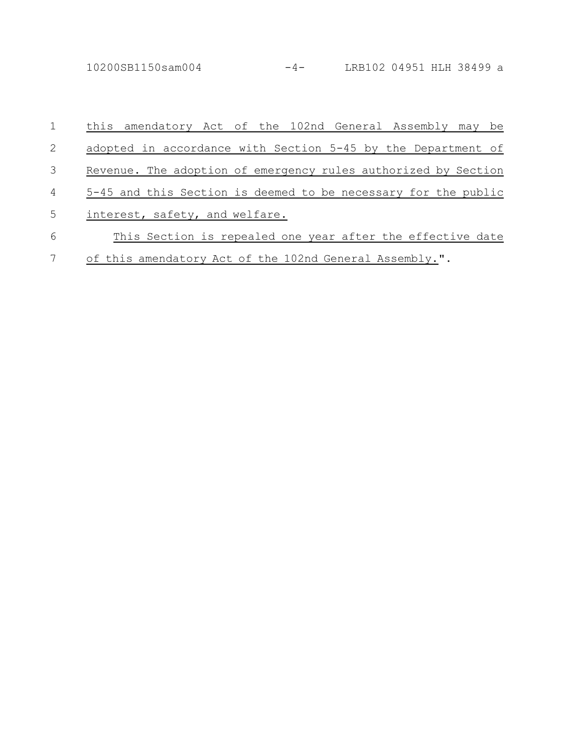this amendatory Act of the 102nd General Assembly may be adopted in accordance with Section 5-45 by the Department of Revenue. The adoption of emergency rules authorized by Section 5-45 and this Section is deemed to be necessary for the public interest, safety, and welfare.

This Section is repealed one year after the effective date of this amendatory Act of the 102nd General Assembly.".